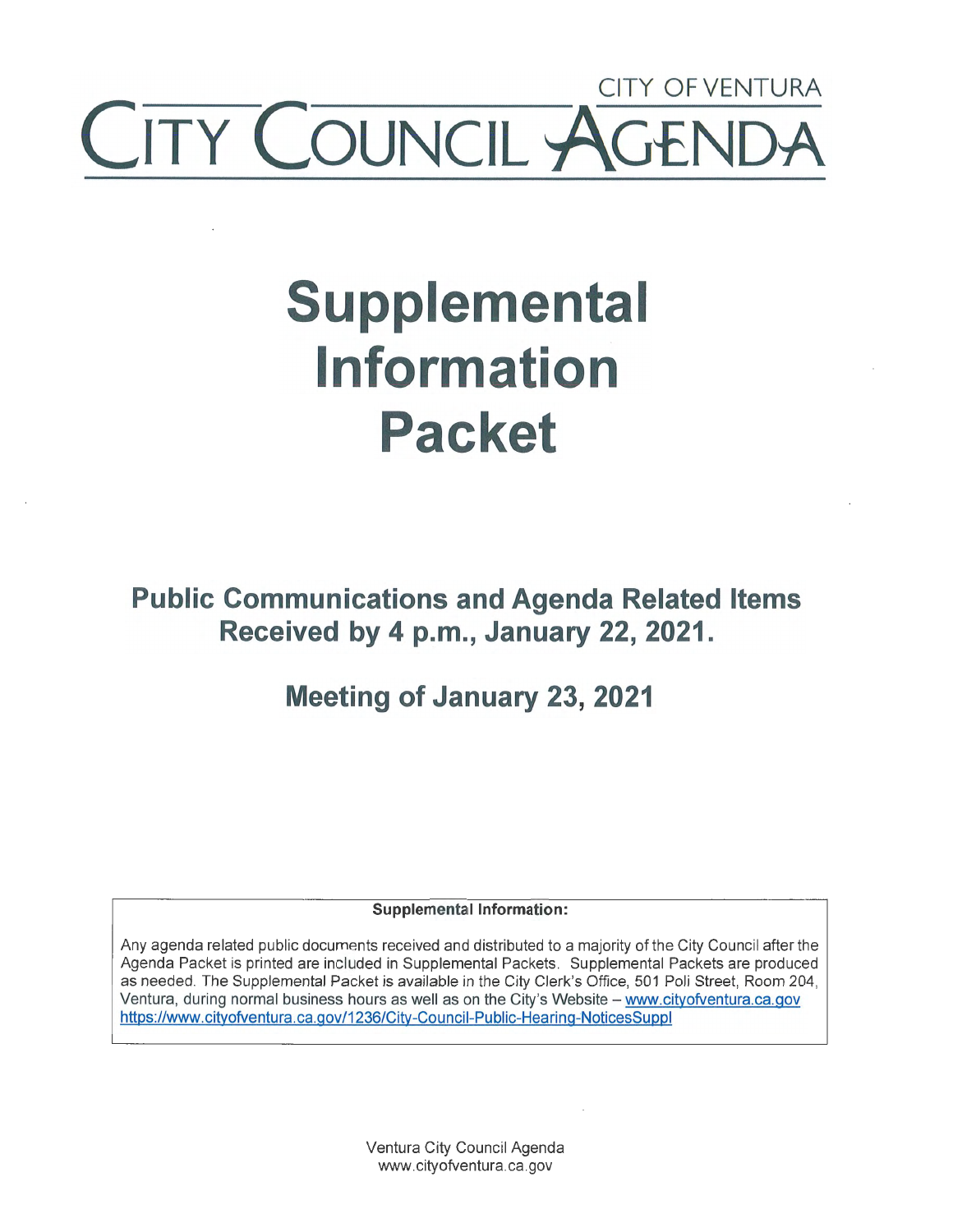CITY OF VENTURA

# CITY COUNCIL AGENDA

# Supplemental Information Packet

## Public Communications and Agenda Related Items Received by 4 p.m., January 22, 2021.

## Meeting of January 23, 2021

**Supplemental Information:**

Any agenda related public documents received and distributed to a majority of the City Council after the Agenda Packet is printed are included in Supplemental Packets. Supplemental Packets are produced as needed. The Supplemental Packet is available in the City Clerk's Office, 501 Poli Street, Room 204, Ventura, during normal business hours as well as on the City's Website – www.cityofventura.ca.gov https://www.cityofventura.ca.gov/1236/City-Council-Public-Hearing-NoticesSuppl

Ventura City Council Agenda
www.cityofventura.ca.gov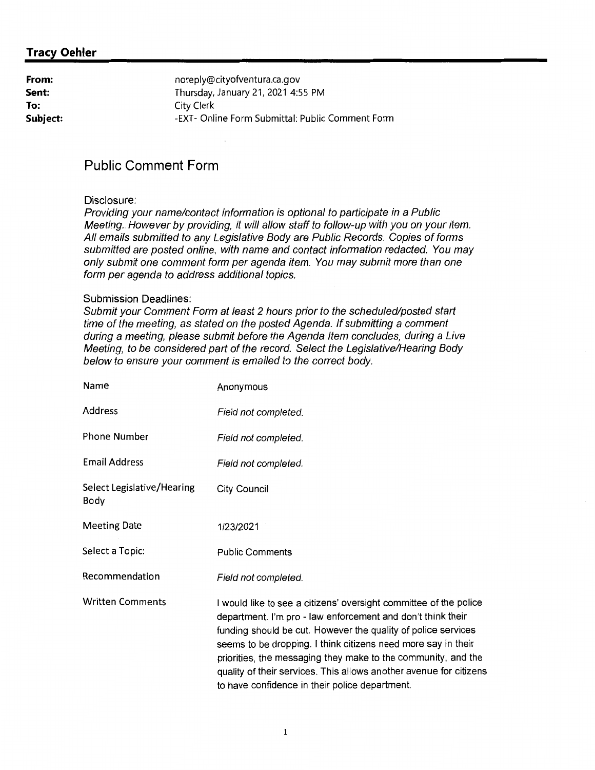**Tracy Oehler**

| | |
|---|---|
| **From:** | noreply@cityofventura.ca.gov |
| **Sent:** | Thursday, January 21, 2021 4:55 PM |
| **To:** | City Clerk |
| **Subject:** | -EXT- Online Form Submittal: Public Comment Form |

## Public Comment Form

Disclosure:

*Providing your name/contact information is optional to participate in a Public Meeting. However by providing, it will allow staff to follow-up with you on your item. All emails submitted to any Legislative Body are Public Records. Copies of forms submitted are posted online, with name and contact information redacted. You may only submit one comment form per agenda item. You may submit more than one form per agenda to address additional topics.*

Submission Deadlines:

*Submit your Comment Form at least 2 hours prior to the scheduled/posted start time of the meeting, as stated on the posted Agenda. If submitting a comment during a meeting, please submit before the Agenda Item concludes, during a Live Meeting, to be considered part of the record. Select the Legislative/Hearing Body below to ensure your comment is emailed to the correct body.*

| | |
|---|---|
| Name | Anonymous |
| Address | *Field not completed.* |
| Phone Number | *Field not completed.* |
| Email Address | *Field not completed.* |
| Select Legislative/Hearing Body | City Council |
| Meeting Date | 1/23/2021 |
| Select a Topic: | Public Comments |
| Recommendation | *Field not completed.* |
| Written Comments | I would like to see a citizens' oversight committee of the police department. I'm pro - law enforcement and don't think their funding should be cut. However the quality of police services seems to be dropping. I think citizens need more say in their priorities, the messaging they make to the community, and the quality of their services. This allows another avenue for citizens to have confidence in their police department. |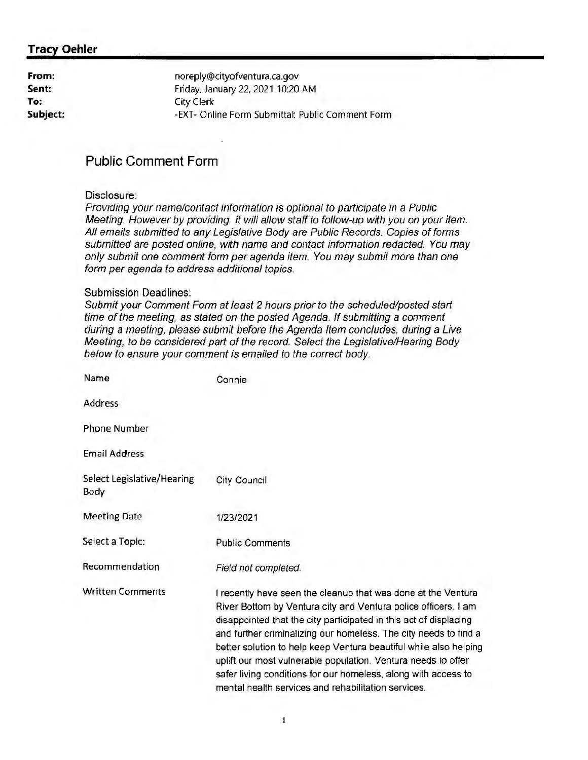**Tracy Oehler**

| | |
|---|---|
| **From:** | noreply@cityofventura.ca.gov |
| **Sent:** | Friday, January 22, 2021 10:20 AM |
| **To:** | City Clerk |
| **Subject:** | -EXT- Online Form Submittal: Public Comment Form |

## Public Comment Form

Disclosure:

*Providing your name/contact information is optional to participate in a Public Meeting. However by providing, it will allow staff to follow-up with you on your item. All emails submitted to any Legislative Body are Public Records. Copies of forms submitted are posted online, with name and contact information redacted. You may only submit one comment form per agenda item. You may submit more than one form per agenda to address additional topics.*

Submission Deadlines:

*Submit your Comment Form at least 2 hours prior to the scheduled/posted start time of the meeting, as stated on the posted Agenda. If submitting a comment during a meeting, please submit before the Agenda Item concludes, during a Live Meeting, to be considered part of the record. Select the Legislative/Hearing Body below to ensure your comment is emailed to the correct body.*

| | |
|---|---|
| Name | Connie |
| Address | |
| Phone Number | |
| Email Address | |
| Select Legislative/Hearing Body | City Council |
| Meeting Date | 1/23/2021 |
| Select a Topic: | Public Comments |
| Recommendation | *Field not completed.* |
| Written Comments | I recently have seen the cleanup that was done at the Ventura River Bottom by Ventura city and Ventura police officers. I am disappointed that the city participated in this act of displacing and further criminalizing our homeless. The city needs to find a better solution to help keep Ventura beautiful while also helping uplift our most vulnerable population. Ventura needs to offer safer living conditions for our homeless, along with access to mental health services and rehabilitation services. |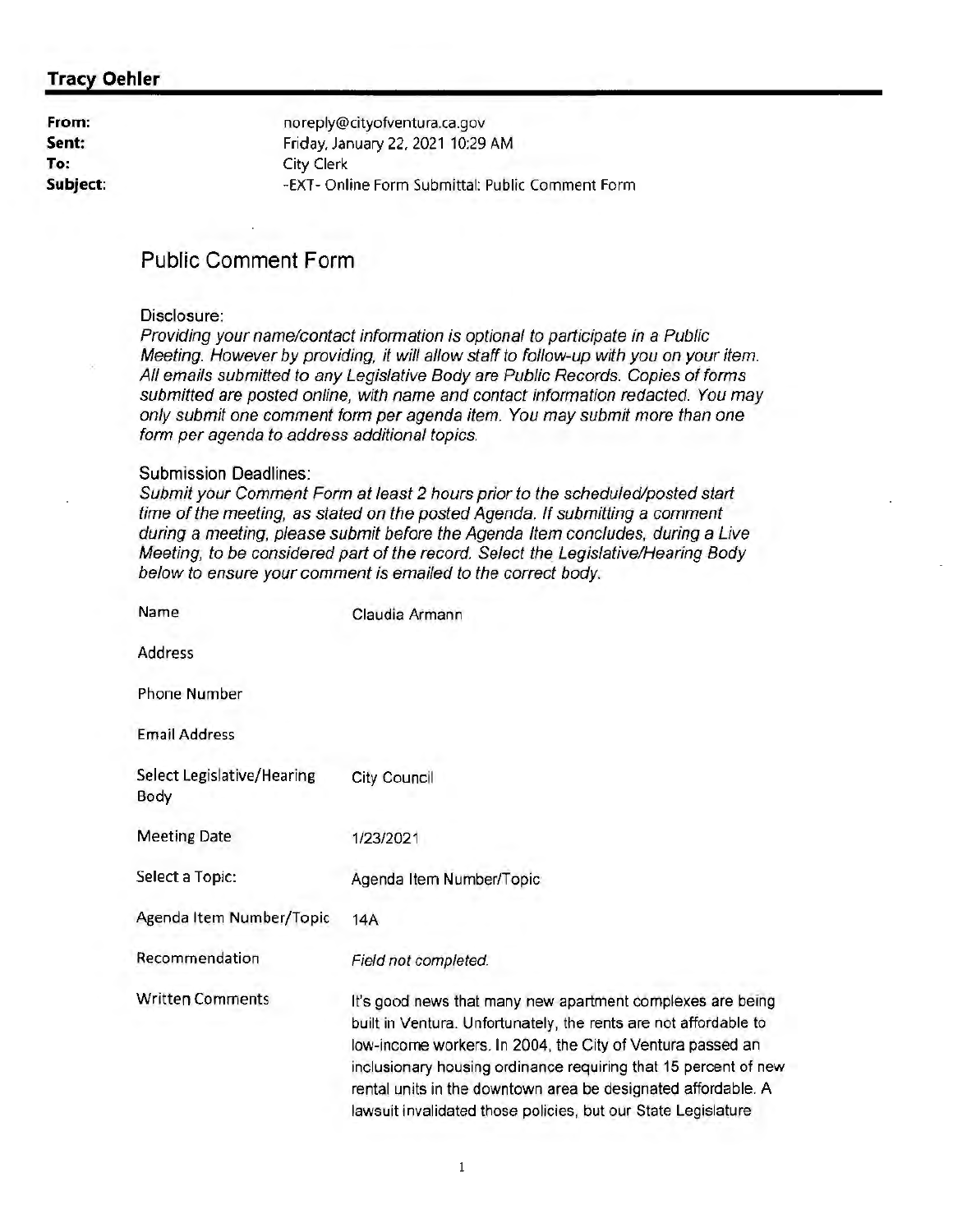**Tracy Oehler**

| | |
|---|---|
| **From:** | noreply@cityofventura.ca.gov |
| **Sent:** | Friday, January 22, 2021 10:29 AM |
| **To:** | City Clerk |
| **Subject:** | -EXT- Online Form Submittal: Public Comment Form |

## Public Comment Form

Disclosure:

*Providing your name/contact information is optional to participate in a Public Meeting. However by providing, it will allow staff to follow-up with you on your item. All emails submitted to any Legislative Body are Public Records. Copies of forms submitted are posted online, with name and contact information redacted. You may only submit one comment form per agenda item. You may submit more than one form per agenda to address additional topics.*

Submission Deadlines:

*Submit your Comment Form at least 2 hours prior to the scheduled/posted start time of the meeting, as stated on the posted Agenda. If submitting a comment during a meeting, please submit before the Agenda Item concludes, during a Live Meeting, to be considered part of the record. Select the Legislative/Hearing Body below to ensure your comment is emailed to the correct body.*

| | |
|---|---|
| Name | Claudia Armann |
| Address | |
| Phone Number | |
| Email Address | |
| Select Legislative/Hearing Body | City Council |
| Meeting Date | 1/23/2021 |
| Select a Topic: | Agenda Item Number/Topic |
| Agenda Item Number/Topic | 14A |
| Recommendation | *Field not completed.* |
| Written Comments | It's good news that many new apartment complexes are being built in Ventura. Unfortunately, the rents are not affordable to low-income workers. In 2004, the City of Ventura passed an inclusionary housing ordinance requiring that 15 percent of new rental units in the downtown area be designated affordable. A lawsuit invalidated those policies, but our State Legislature |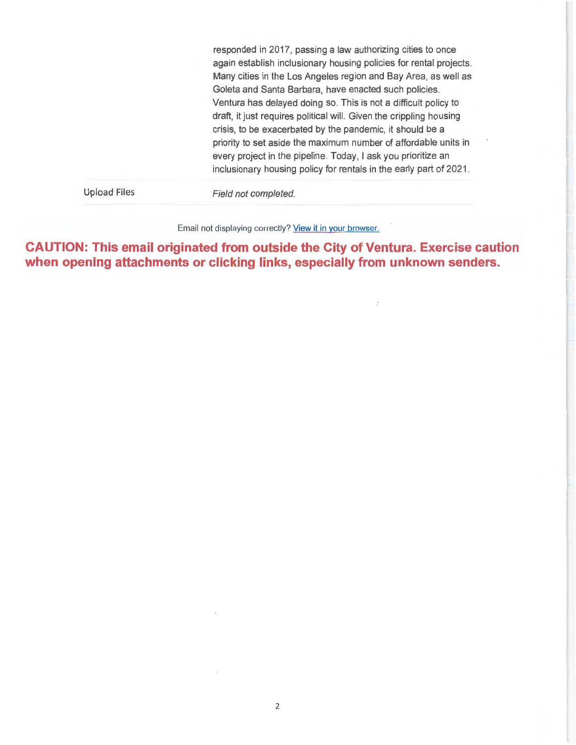| | |
|---|---|
| | responded in 2017, passing a law authorizing cities to once again establish inclusionary housing policies for rental projects. Many cities in the Los Angeles region and Bay Area, as well as Goleta and Santa Barbara, have enacted such policies. Ventura has delayed doing so. This is not a difficult policy to draft, it just requires political will. Given the crippling housing crisis, to be exacerbated by the pandemic, it should be a priority to set aside the maximum number of affordable units in every project in the pipeline. Today, I ask you prioritize an inclusionary housing policy for rentals in the early part of 2021. |
| Upload Files | *Field not completed.* |

Email not displaying correctly? [View it in your browser.]()

**CAUTION: This email originated from outside the City of Ventura. Exercise caution when opening attachments or clicking links, especially from unknown senders.**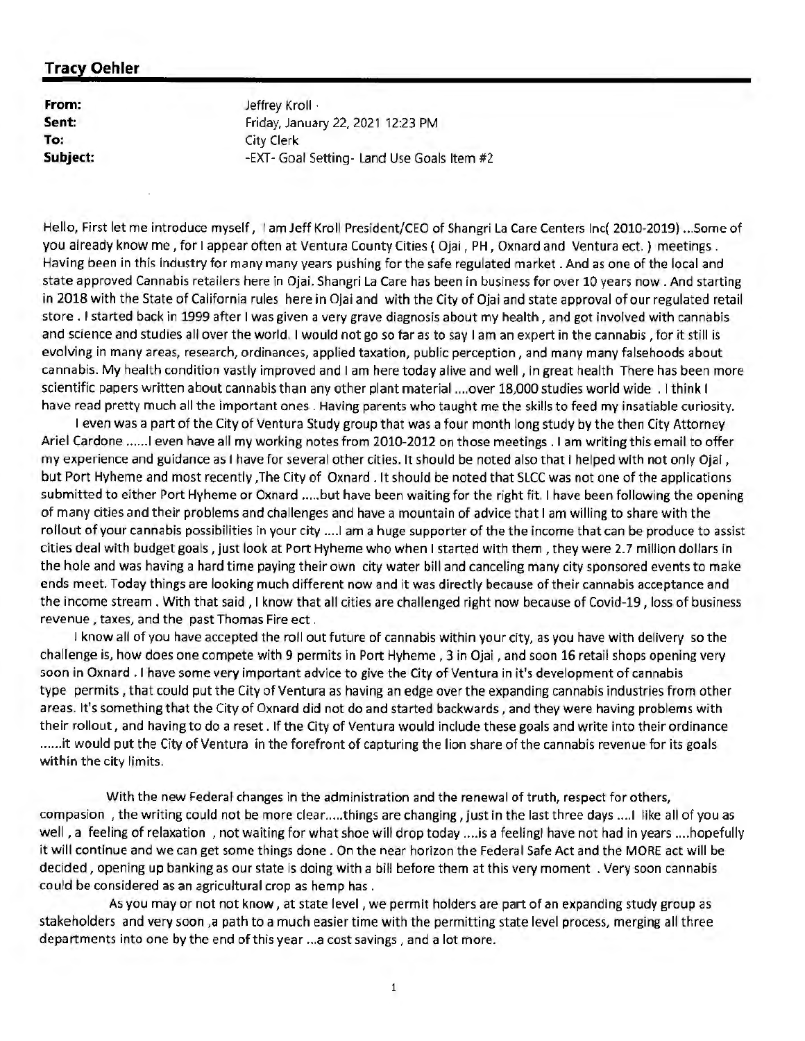## Tracy Oehler

**From:** Jeffrey Kroll
**Sent:** Friday, January 22, 2021 12:23 PM
**To:** City Clerk
**Subject:** -EXT- Goal Setting- Land Use Goals Item #2

Hello, First let me introduce myself , I am Jeff Kroll President/CEO of Shangri La Care Centers Inc( 2010-2019) ...Some of you already know me , for I appear often at Ventura County Cities ( Ojai , PH , Oxnard and Ventura ect. ) meetings . Having been in this industry for many many years pushing for the safe regulated market . And as one of the local and state approved Cannabis retailers here in Ojai. Shangri La Care has been in business for over 10 years now . And starting in 2018 with the State of California rules here in Ojai and with the City of Ojai and state approval of our regulated retail store . I started back in 1999 after I was given a very grave diagnosis about my health , and got involved with cannabis and science and studies all over the world. I would not go so far as to say I am an expert in the cannabis , for it still is evolving in many areas, research, ordinances, applied taxation, public perception , and many many falsehoods about cannabis. My health condition vastly improved and I am here today alive and well , in great health There has been more scientific papers written about cannabis than any other plant material ....over 18,000 studies world wide . I think I have read pretty much all the important ones . Having parents who taught me the skills to feed my insatiable curiosity.

I even was a part of the City of Ventura Study group that was a four month long study by the then City Attorney Ariel Cardone ......I even have all my working notes from 2010-2012 on those meetings . I am writing this email to offer my experience and guidance as I have for several other cities. It should be noted also that I helped with not only Ojai , but Port Hyheme and most recently ,The City of Oxnard . It should be noted that SLCC was not one of the applications submitted to either Port Hyheme or Oxnard .....but have been waiting for the right fit. I have been following the opening of many cities and their problems and challenges and have a mountain of advice that I am willing to share with the rollout of your cannabis possibilities in your city ....I am a huge supporter of the the income that can be produce to assist cities deal with budget goals , just look at Port Hyheme who when I started with them , they were 2.7 million dollars in the hole and was having a hard time paying their own city water bill and canceling many city sponsored events to make ends meet. Today things are looking much different now and it was directly because of their cannabis acceptance and the income stream . With that said , I know that all cities are challenged right now because of Covid-19 , loss of business revenue , taxes, and the past Thomas Fire ect .

I know all of you have accepted the roll out future of cannabis within your city, as you have with delivery so the challenge is, how does one compete with 9 permits in Port Hyheme , 3 in Ojai , and soon 16 retail shops opening very soon in Oxnard . I have some very important advice to give the City of Ventura in it's development of cannabis type permits , that could put the City of Ventura as having an edge over the expanding cannabis industries from other areas. It's something that the City of Oxnard did not do and started backwards , and they were having problems with their rollout , and having to do a reset . If the City of Ventura would include these goals and write into their ordinance ......it would put the City of Ventura in the forefront of capturing the lion share of the cannabis revenue for its goals within the city limits.

With the new Federal changes in the administration and the renewal of truth, respect for others, compasion , the writing could not be more clear.....things are changing , just in the last three days ....I like all of you as well , a feeling of relaxation , not waiting for what shoe will drop today ....is a feelingI have not had in years ....hopefully it will continue and we can get some things done . On the near horizon the Federal Safe Act and the MORE act will be decided , opening up banking as our state is doing with a bill before them at this very moment . Very soon cannabis could be considered as an agricultural crop as hemp has .

As you may or not not know , at state level , we permit holders are part of an expanding study group as stakeholders and very soon ,a path to a much easier time with the permitting state level process, merging all three departments into one by the end of this year ...a cost savings , and a lot more.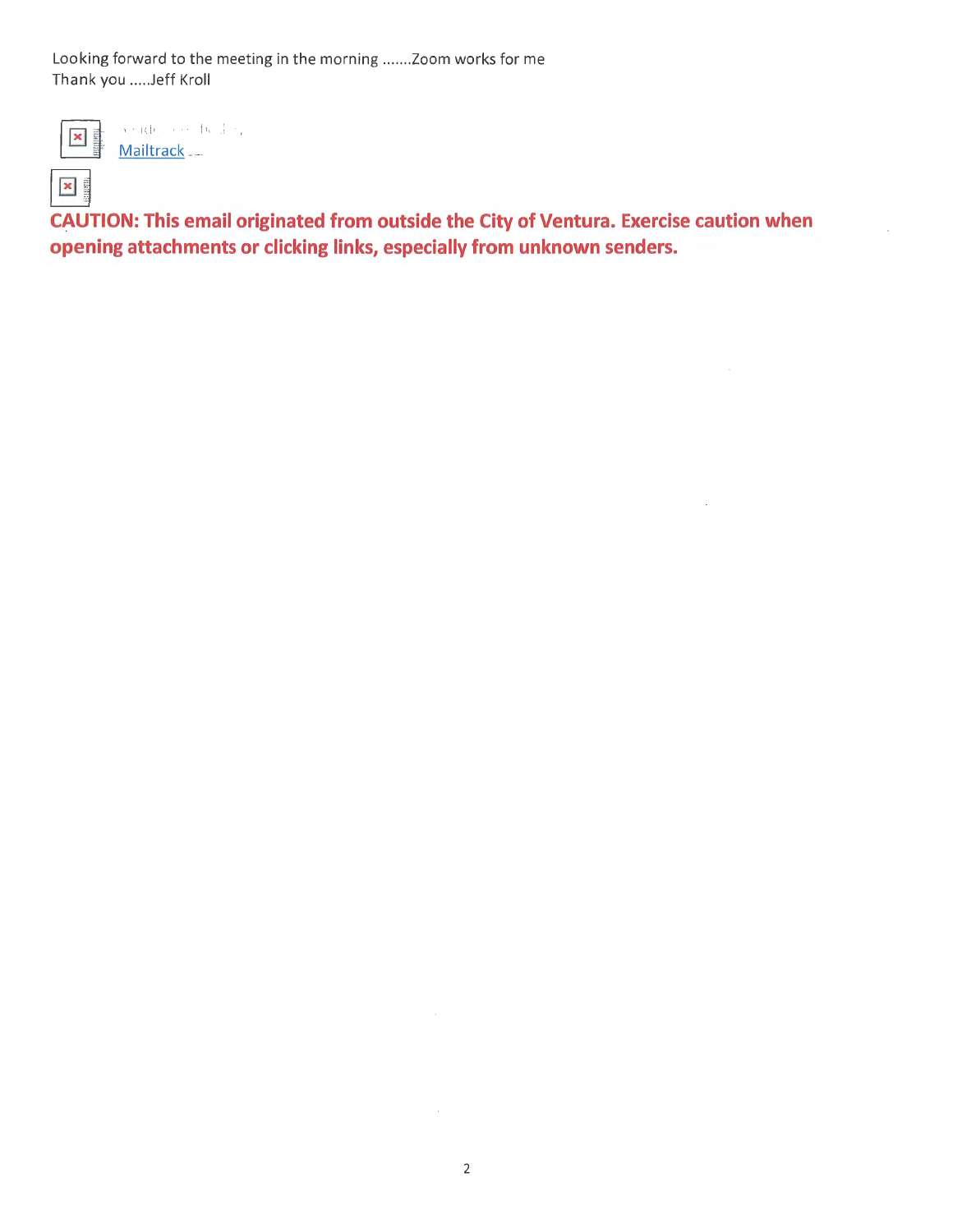Looking forward to the meeting in the morning .......Zoom works for me
Thank you .....Jeff Kroll

Mailtrack

**CAUTION: This email originated from outside the City of Ventura. Exercise caution when opening attachments or clicking links, especially from unknown senders.**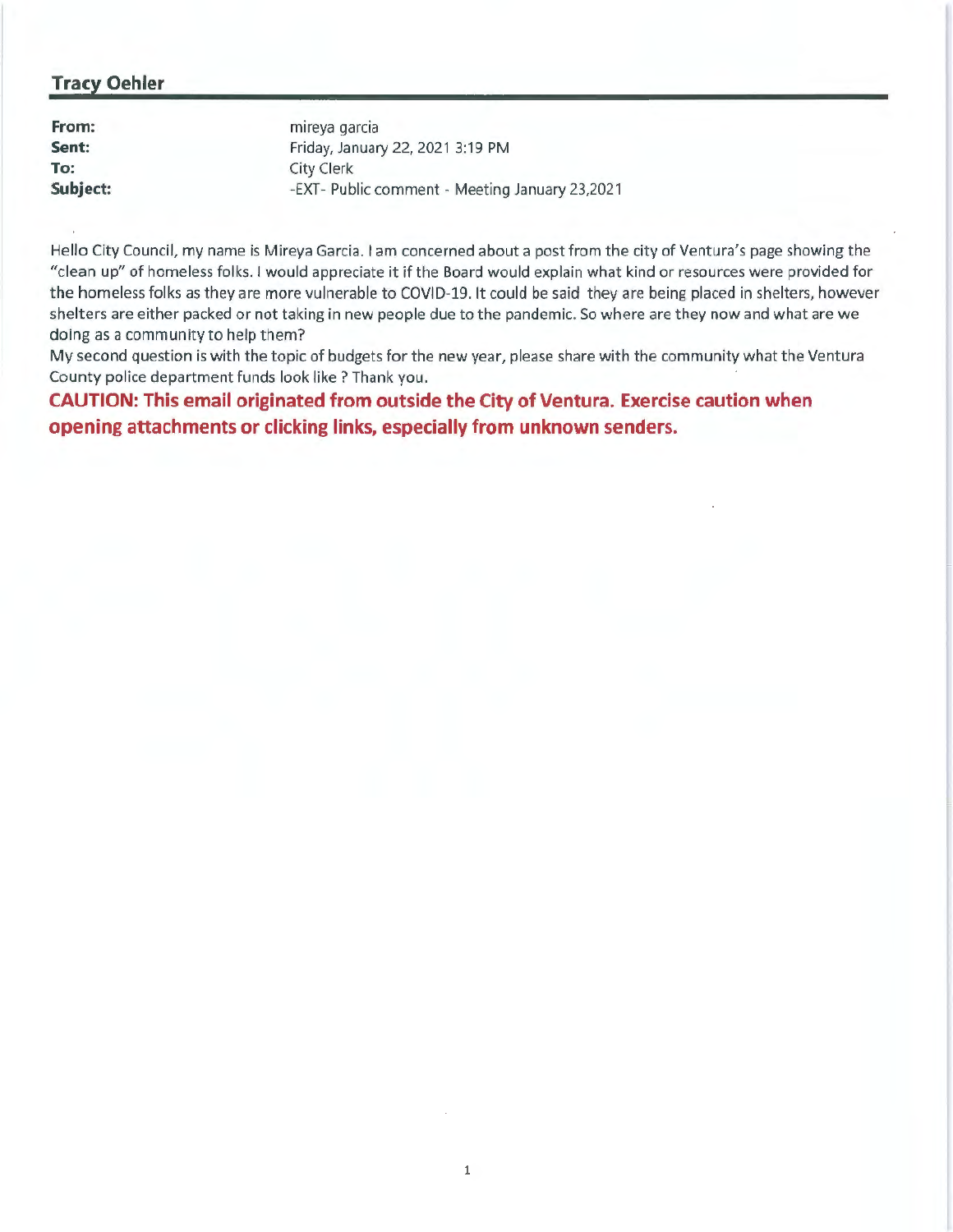## Tracy Oehler

**From:** mireya garcia
**Sent:** Friday, January 22, 2021 3:19 PM
**To:** City Clerk
**Subject:** -EXT- Public comment - Meeting January 23,2021

Hello City Council, my name is Mireya Garcia. I am concerned about a post from the city of Ventura's page showing the "clean up" of homeless folks. I would appreciate it if the Board would explain what kind or resources were provided for the homeless folks as they are more vulnerable to COVID-19. It could be said they are being placed in shelters, however shelters are either packed or not taking in new people due to the pandemic. So where are they now and what are we doing as a community to help them?
My second question is with the topic of budgets for the new year, please share with the community what the Ventura County police department funds look like ? Thank you.

**CAUTION: This email originated from outside the City of Ventura. Exercise caution when opening attachments or clicking links, especially from unknown senders.**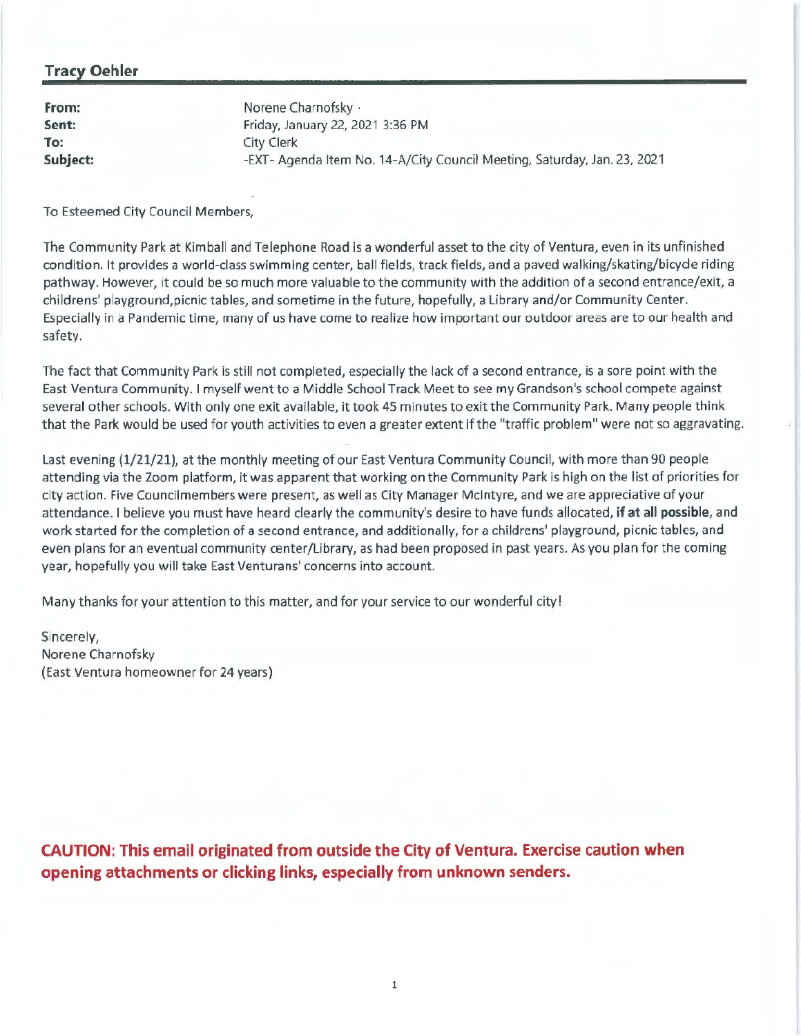**Tracy Oehler**

**From:** Norene Charnofsky
**Sent:** Friday, January 22, 2021 3:36 PM
**To:** City Clerk
**Subject:** -EXT- Agenda Item No. 14-A/City Council Meeting, Saturday, Jan. 23, 2021

To Esteemed City Council Members,

The Community Park at Kimball and Telephone Road is a wonderful asset to the city of Ventura, even in its unfinished condition. It provides a world-class swimming center, ball fields, track fields, and a paved walking/skating/bicycle riding pathway. However, it could be so much more valuable to the community with the addition of a second entrance/exit, a childrens' playground,picnic tables, and sometime in the future, hopefully, a Library and/or Community Center. Especially in a Pandemic time, many of us have come to realize how important our outdoor areas are to our health and safety.

The fact that Community Park is still not completed, especially the lack of a second entrance, is a sore point with the East Ventura Community. I myself went to a Middle School Track Meet to see my Grandson's school compete against several other schools. With only one exit available, it took 45 minutes to exit the Community Park. Many people think that the Park would be used for youth activities to even a greater extent if the "traffic problem" were not so aggravating.

Last evening (1/21/21), at the monthly meeting of our East Ventura Community Council, with more than 90 people attending via the Zoom platform, it was apparent that working on the Community Park is high on the list of priorities for city action. Five Councilmembers were present, as well as City Manager McIntyre, and we are appreciative of your attendance. I believe you must have heard clearly the community's desire to have funds allocated, **if at all possible**, and work started for the completion of a second entrance, and additionally, for a childrens' playground, picnic tables, and even plans for an eventual community center/Library, as had been proposed in past years. As you plan for the coming year, hopefully you will take East Venturans' concerns into account.

Many thanks for your attention to this matter, and for your service to our wonderful city!

Sincerely,
Norene Charnofsky
(East Ventura homeowner for 24 years)

**CAUTION: This email originated from outside the City of Ventura. Exercise caution when opening attachments or clicking links, especially from unknown senders.**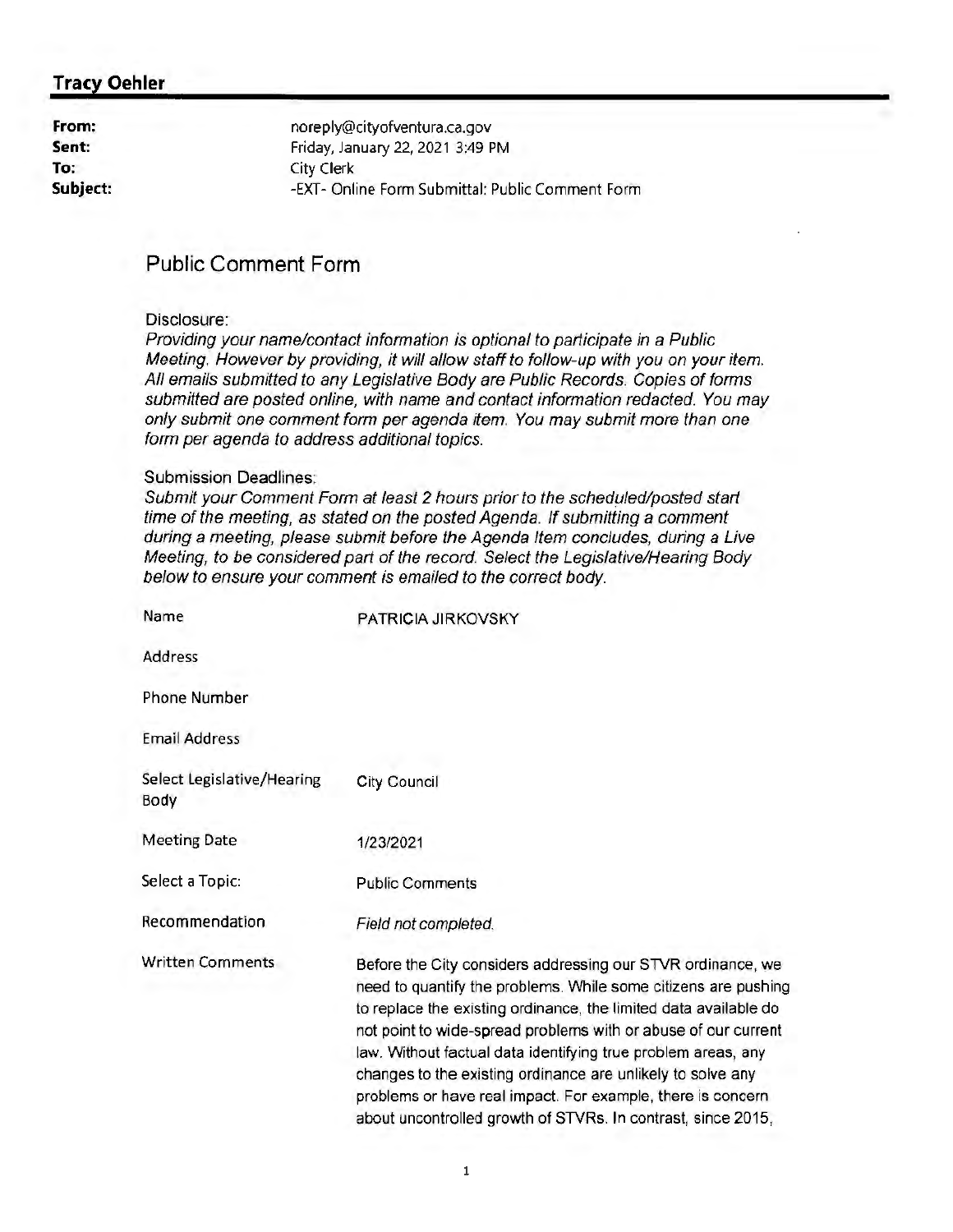**Tracy Oehler**

| | |
|---|---|
| **From:** | noreply@cityofventura.ca.gov |
| **Sent:** | Friday, January 22, 2021 3:49 PM |
| **To:** | City Clerk |
| **Subject:** | -EXT- Online Form Submittal: Public Comment Form |

## Public Comment Form

Disclosure:
*Providing your name/contact information is optional to participate in a Public Meeting. However by providing, it will allow staff to follow-up with you on your item. All emails submitted to any Legislative Body are Public Records. Copies of forms submitted are posted online, with name and contact information redacted. You may only submit one comment form per agenda item. You may submit more than one form per agenda to address additional topics.*

Submission Deadlines:
*Submit your Comment Form at least 2 hours prior to the scheduled/posted start time of the meeting, as stated on the posted Agenda. If submitting a comment during a meeting, please submit before the Agenda Item concludes, during a Live Meeting, to be considered part of the record. Select the Legislative/Hearing Body below to ensure your comment is emailed to the correct body.*

| | |
|---|---|
| Name | PATRICIA JIRKOVSKY |
| Address | |
| Phone Number | |
| Email Address | |
| Select Legislative/Hearing Body | City Council |
| Meeting Date | 1/23/2021 |
| Select a Topic: | Public Comments |
| Recommendation | *Field not completed.* |
| Written Comments | Before the City considers addressing our STVR ordinance, we need to quantify the problems. While some citizens are pushing to replace the existing ordinance, the limited data available do not point to wide-spread problems with or abuse of our current law. Without factual data identifying true problem areas, any changes to the existing ordinance are unlikely to solve any problems or have real impact. For example, there is concern about uncontrolled growth of STVRs. In contrast, since 2015, |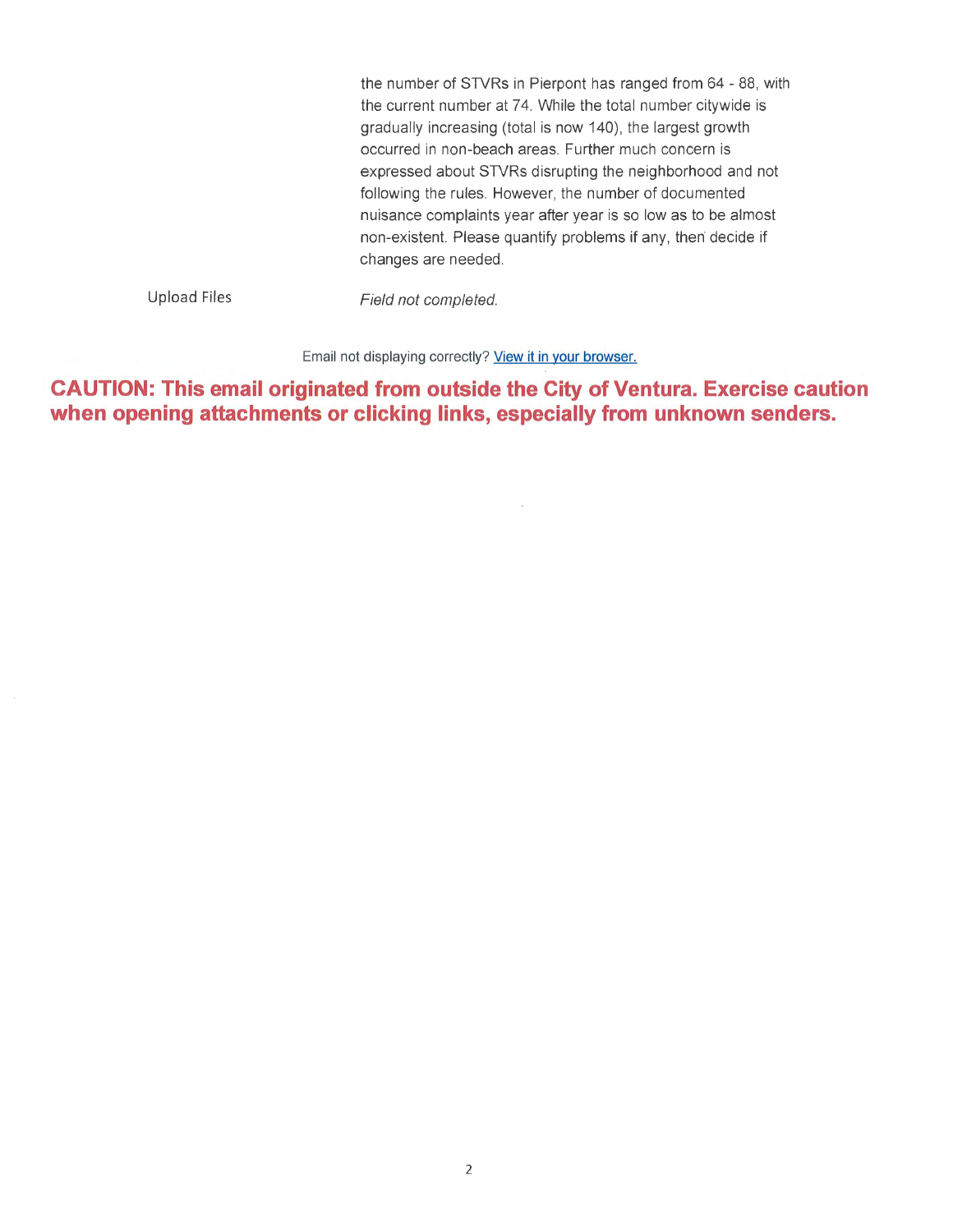the number of STVRs in Pierpont has ranged from 64 - 88, with the current number at 74. While the total number citywide is gradually increasing (total is now 140), the largest growth occurred in non-beach areas. Further much concern is expressed about STVRs disrupting the neighborhood and not following the rules. However, the number of documented nuisance complaints year after year is so low as to be almost non-existent. Please quantify problems if any, then decide if changes are needed.

| | |
|---|---|
| Upload Files | *Field not completed.* |

Email not displaying correctly? [View it in your browser.]

**CAUTION: This email originated from outside the City of Ventura. Exercise caution when opening attachments or clicking links, especially from unknown senders.**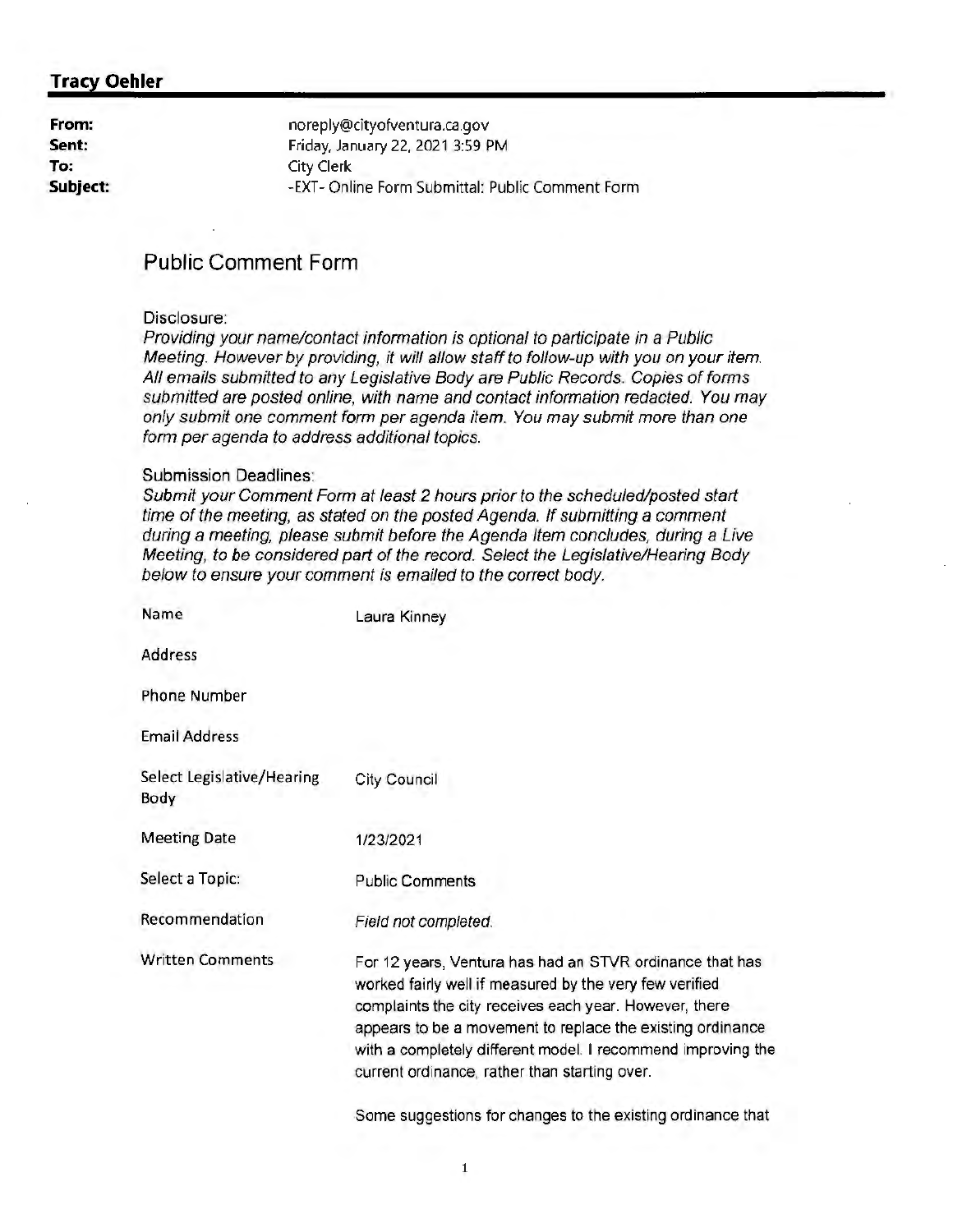**Tracy Oehler**

**From:** noreply@cityofventura.ca.gov
**Sent:** Friday, January 22, 2021 3:59 PM
**To:** City Clerk
**Subject:** -EXT- Online Form Submittal: Public Comment Form

## Public Comment Form

Disclosure:
*Providing your name/contact information is optional to participate in a Public Meeting. However by providing, it will allow staff to follow-up with you on your item. All emails submitted to any Legislative Body are Public Records. Copies of forms submitted are posted online, with name and contact information redacted. You may only submit one comment form per agenda item. You may submit more than one form per agenda to address additional topics.*

Submission Deadlines:
*Submit your Comment Form at least 2 hours prior to the scheduled/posted start time of the meeting, as stated on the posted Agenda. If submitting a comment during a meeting, please submit before the Agenda Item concludes, during a Live Meeting, to be considered part of the record. Select the Legislative/Hearing Body below to ensure your comment is emailed to the correct body.*

| | |
|---|---|
| Name | Laura Kinney |
| Address | |
| Phone Number | |
| Email Address | |
| Select Legislative/Hearing Body | City Council |
| Meeting Date | 1/23/2021 |
| Select a Topic: | Public Comments |
| Recommendation | *Field not completed.* |
| Written Comments | For 12 years, Ventura has had an STVR ordinance that has worked fairly well if measured by the very few verified complaints the city receives each year. However, there appears to be a movement to replace the existing ordinance with a completely different model. I recommend improving the current ordinance, rather than starting over.<br><br>Some suggestions for changes to the existing ordinance that |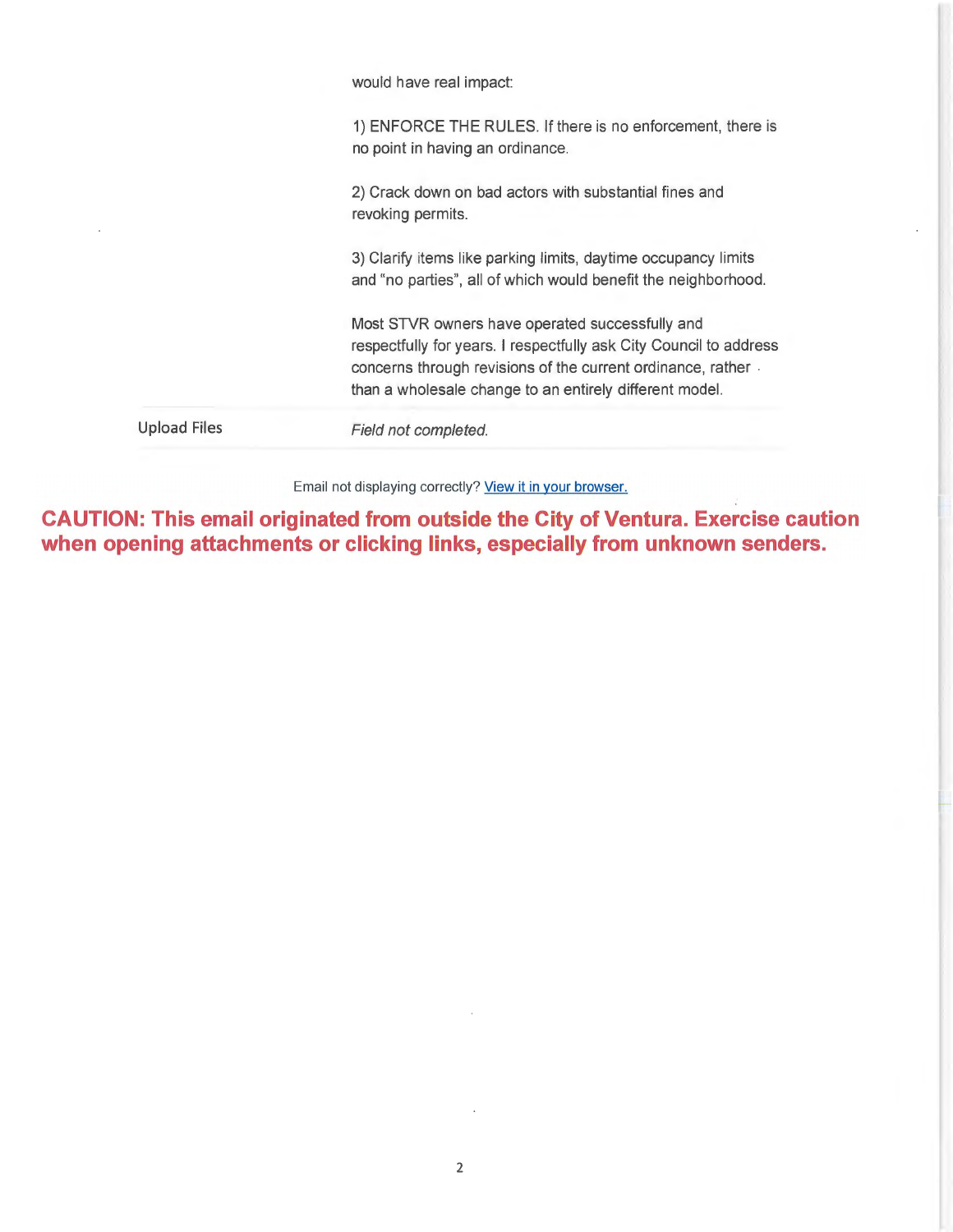would have real impact:

1) ENFORCE THE RULES. If there is no enforcement, there is no point in having an ordinance.

2) Crack down on bad actors with substantial fines and revoking permits.

3) Clarify items like parking limits, daytime occupancy limits and "no parties", all of which would benefit the neighborhood.

Most STVR owners have operated successfully and respectfully for years. I respectfully ask City Council to address concerns through revisions of the current ordinance, rather than a wholesale change to an entirely different model.

| | |
|---|---|
| Upload Files | *Field not completed.* |

Email not displaying correctly? View it in your browser.

**CAUTION: This email originated from outside the City of Ventura. Exercise caution when opening attachments or clicking links, especially from unknown senders.**